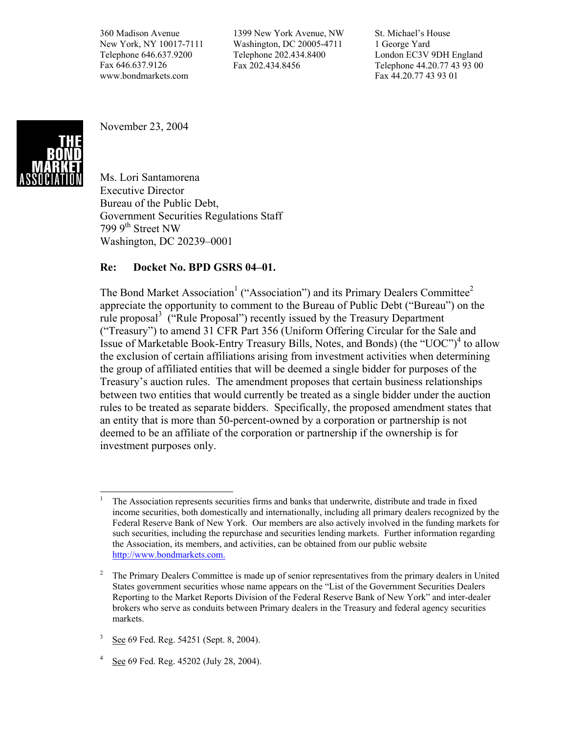360 Madison Avenue
New York, NY 10017-7111
Telephone 646.637.9200
Fax 646.637.9126
www.bondmarkets.com

1399 New York Avenue, NW
Washington, DC 20005-4711
Telephone 202.434.8400
Fax 202.434.8456

St. Michael's House
1 George Yard
London EC3V 9DH England
Telephone 44.20.77 43 93 00
Fax 44.20.77 43 93 01

THE BOND MARKET ASSOCIATION

November 23, 2004

Ms. Lori Santamorena
Executive Director
Bureau of the Public Debt,
Government Securities Regulations Staff
799 9th Street NW
Washington, DC 20239–0001

**Re: Docket No. BPD GSRS 04–01.**

The Bond Market Association[1] ("Association") and its Primary Dealers Committee[2] appreciate the opportunity to comment to the Bureau of Public Debt ("Bureau") on the rule proposal[3] ("Rule Proposal") recently issued by the Treasury Department ("Treasury") to amend 31 CFR Part 356 (Uniform Offering Circular for the Sale and Issue of Marketable Book-Entry Treasury Bills, Notes, and Bonds) (the "UOC")[4] to allow the exclusion of certain affiliations arising from investment activities when determining the group of affiliated entities that will be deemed a single bidder for purposes of the Treasury's auction rules. The amendment proposes that certain business relationships between two entities that would currently be treated as a single bidder under the auction rules to be treated as separate bidders. Specifically, the proposed amendment states that an entity that is more than 50-percent-owned by a corporation or partnership is not deemed to be an affiliate of the corporation or partnership if the ownership is for investment purposes only.

---

[1] The Association represents securities firms and banks that underwrite, distribute and trade in fixed income securities, both domestically and internationally, including all primary dealers recognized by the Federal Reserve Bank of New York. Our members are also actively involved in the funding markets for such securities, including the repurchase and securities lending markets. Further information regarding the Association, its members, and activities, can be obtained from our public website http://www.bondmarkets.com.

[2] The Primary Dealers Committee is made up of senior representatives from the primary dealers in United States government securities whose name appears on the "List of the Government Securities Dealers Reporting to the Market Reports Division of the Federal Reserve Bank of New York" and inter-dealer brokers who serve as conduits between Primary dealers in the Treasury and federal agency securities markets.

[3] See 69 Fed. Reg. 54251 (Sept. 8, 2004).

[4] See 69 Fed. Reg. 45202 (July 28, 2004).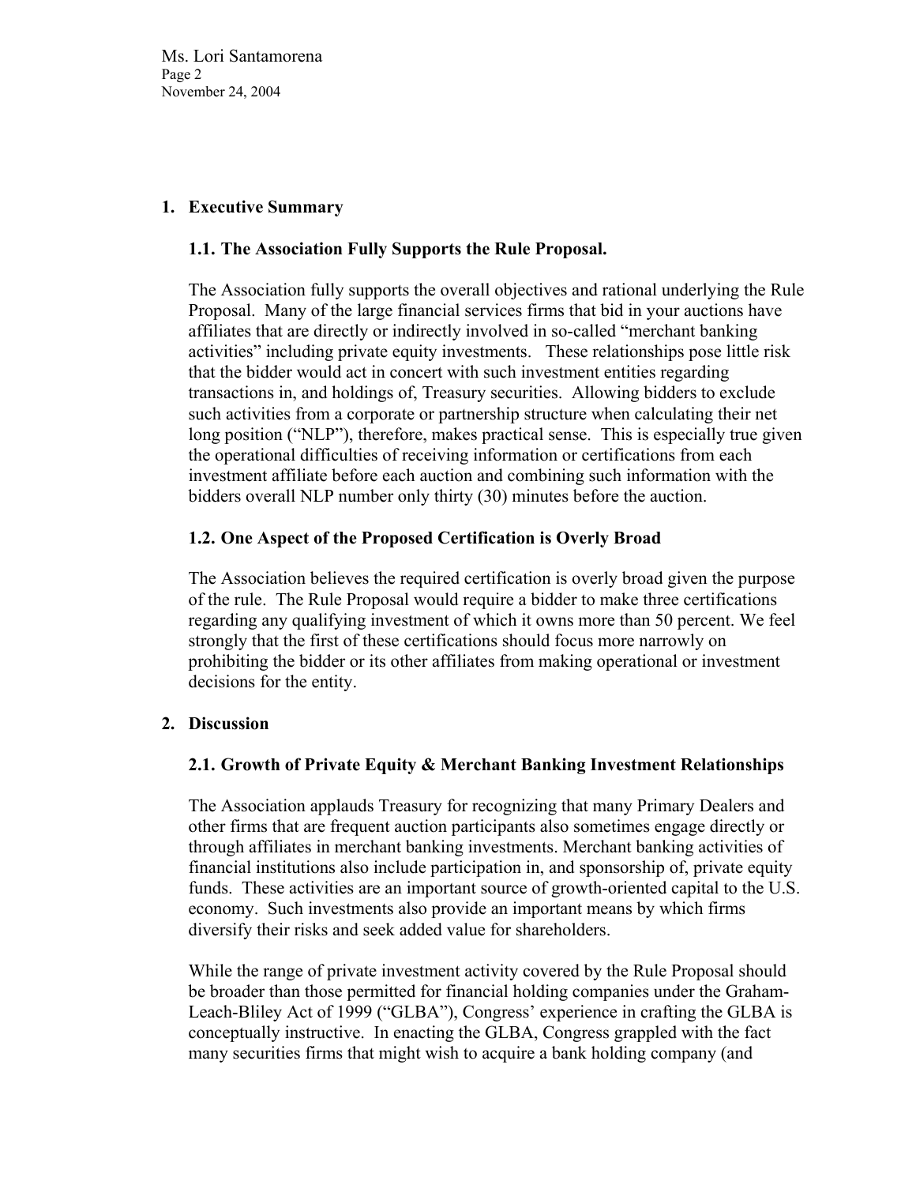## 1. Executive Summary

### 1.1. The Association Fully Supports the Rule Proposal.

The Association fully supports the overall objectives and rational underlying the Rule Proposal. Many of the large financial services firms that bid in your auctions have affiliates that are directly or indirectly involved in so-called "merchant banking activities" including private equity investments. These relationships pose little risk that the bidder would act in concert with such investment entities regarding transactions in, and holdings of, Treasury securities. Allowing bidders to exclude such activities from a corporate or partnership structure when calculating their net long position ("NLP"), therefore, makes practical sense. This is especially true given the operational difficulties of receiving information or certifications from each investment affiliate before each auction and combining such information with the bidders overall NLP number only thirty (30) minutes before the auction.

### 1.2. One Aspect of the Proposed Certification is Overly Broad

The Association believes the required certification is overly broad given the purpose of the rule. The Rule Proposal would require a bidder to make three certifications regarding any qualifying investment of which it owns more than 50 percent. We feel strongly that the first of these certifications should focus more narrowly on prohibiting the bidder or its other affiliates from making operational or investment decisions for the entity.

## 2. Discussion

### 2.1. Growth of Private Equity & Merchant Banking Investment Relationships

The Association applauds Treasury for recognizing that many Primary Dealers and other firms that are frequent auction participants also sometimes engage directly or through affiliates in merchant banking investments. Merchant banking activities of financial institutions also include participation in, and sponsorship of, private equity funds. These activities are an important source of growth-oriented capital to the U.S. economy. Such investments also provide an important means by which firms diversify their risks and seek added value for shareholders.

While the range of private investment activity covered by the Rule Proposal should be broader than those permitted for financial holding companies under the Graham-Leach-Bliley Act of 1999 ("GLBA"), Congress' experience in crafting the GLBA is conceptually instructive. In enacting the GLBA, Congress grappled with the fact many securities firms that might wish to acquire a bank holding company (and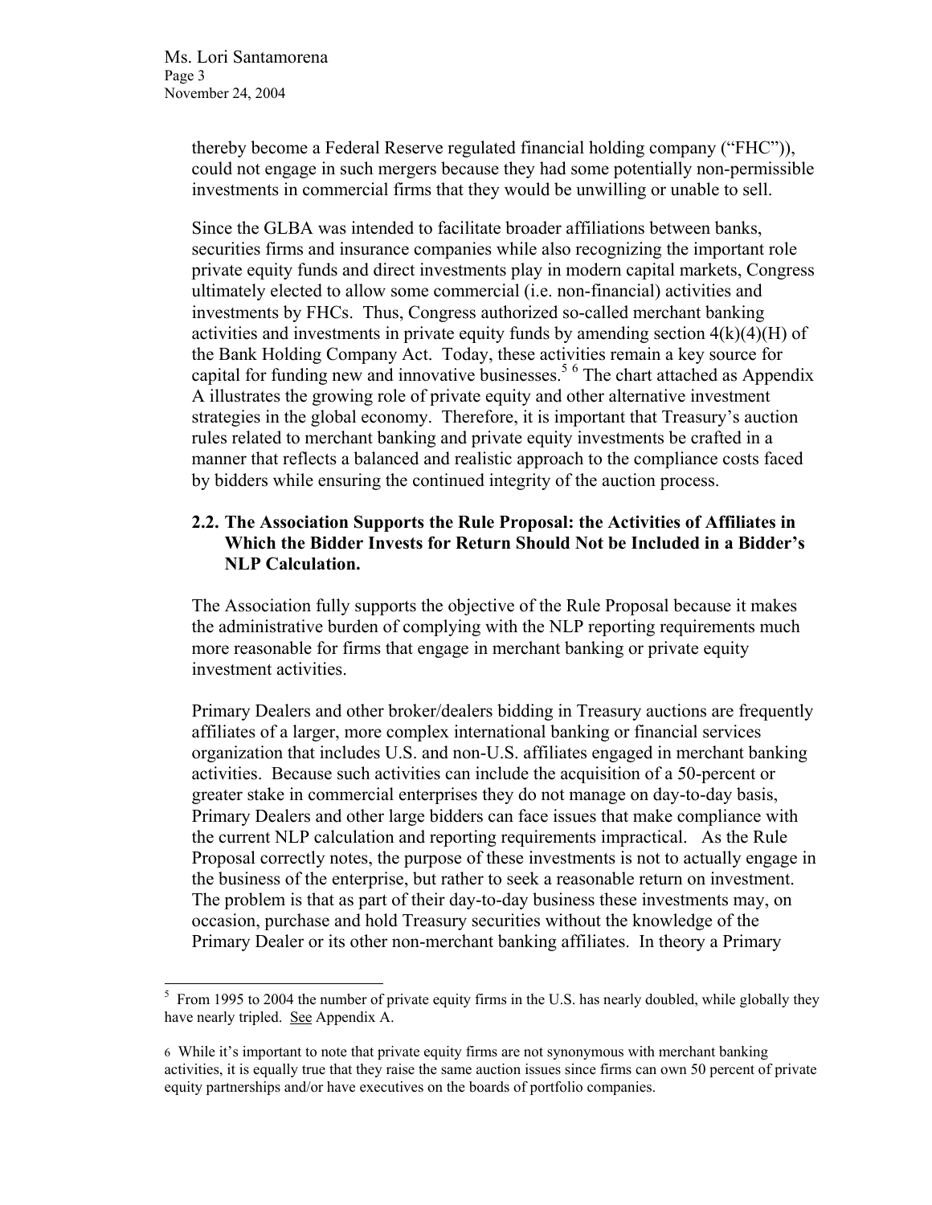thereby become a Federal Reserve regulated financial holding company ("FHC")), could not engage in such mergers because they had some potentially non-permissible investments in commercial firms that they would be unwilling or unable to sell.

Since the GLBA was intended to facilitate broader affiliations between banks, securities firms and insurance companies while also recognizing the important role private equity funds and direct investments play in modern capital markets, Congress ultimately elected to allow some commercial (i.e. non-financial) activities and investments by FHCs. Thus, Congress authorized so-called merchant banking activities and investments in private equity funds by amending section 4(k)(4)(H) of the Bank Holding Company Act. Today, these activities remain a key source for capital for funding new and innovative businesses.[5] [6] The chart attached as Appendix A illustrates the growing role of private equity and other alternative investment strategies in the global economy. Therefore, it is important that Treasury's auction rules related to merchant banking and private equity investments be crafted in a manner that reflects a balanced and realistic approach to the compliance costs faced by bidders while ensuring the continued integrity of the auction process.

### 2.2. The Association Supports the Rule Proposal: the Activities of Affiliates in Which the Bidder Invests for Return Should Not be Included in a Bidder's NLP Calculation.

The Association fully supports the objective of the Rule Proposal because it makes the administrative burden of complying with the NLP reporting requirements much more reasonable for firms that engage in merchant banking or private equity investment activities.

Primary Dealers and other broker/dealers bidding in Treasury auctions are frequently affiliates of a larger, more complex international banking or financial services organization that includes U.S. and non-U.S. affiliates engaged in merchant banking activities. Because such activities can include the acquisition of a 50-percent or greater stake in commercial enterprises they do not manage on day-to-day basis, Primary Dealers and other large bidders can face issues that make compliance with the current NLP calculation and reporting requirements impractical. As the Rule Proposal correctly notes, the purpose of these investments is not to actually engage in the business of the enterprise, but rather to seek a reasonable return on investment. The problem is that as part of their day-to-day business these investments may, on occasion, purchase and hold Treasury securities without the knowledge of the Primary Dealer or its other non-merchant banking affiliates. In theory a Primary

[5] From 1995 to 2004 the number of private equity firms in the U.S. has nearly doubled, while globally they have nearly tripled. See Appendix A.

[6] While it's important to note that private equity firms are not synonymous with merchant banking activities, it is equally true that they raise the same auction issues since firms can own 50 percent of private equity partnerships and/or have executives on the boards of portfolio companies.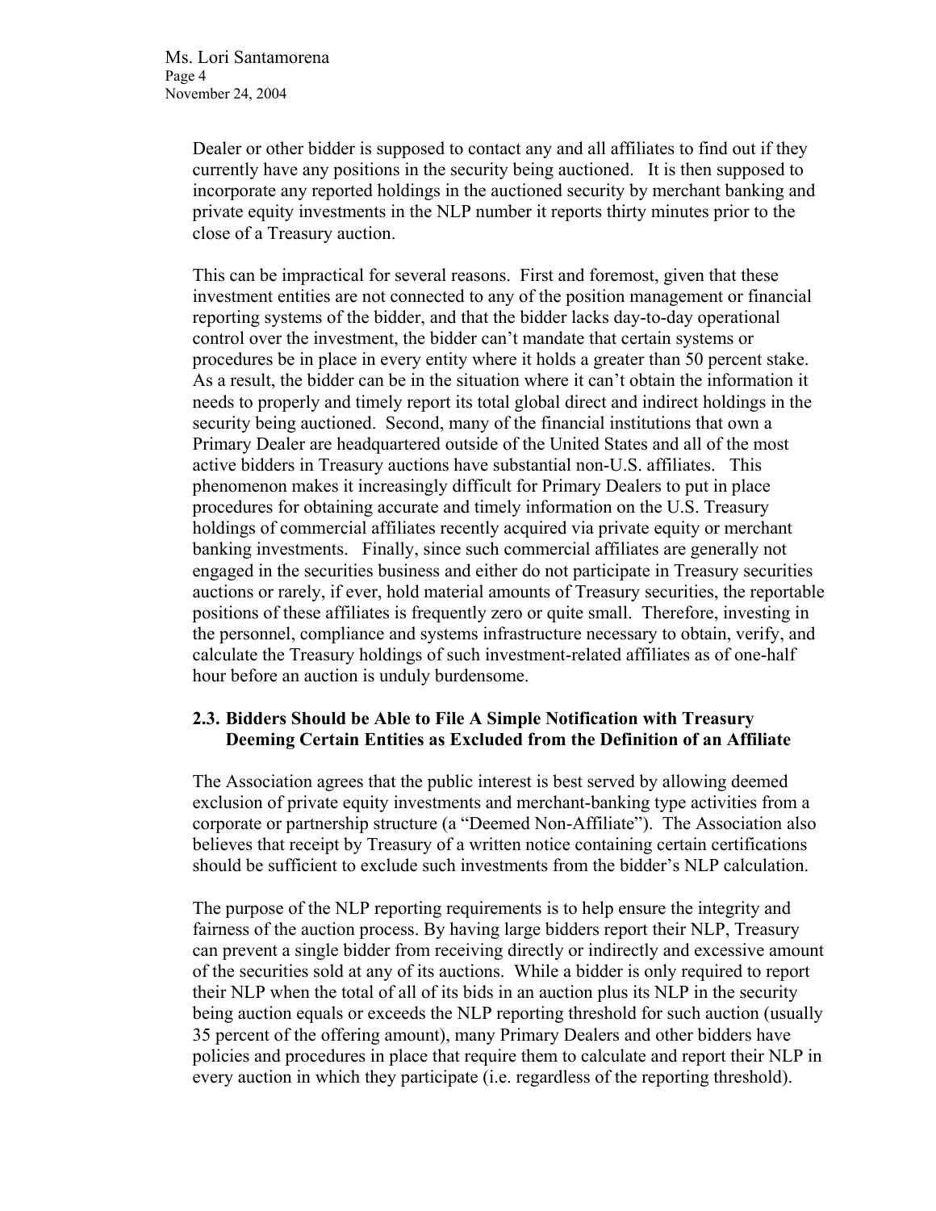Dealer or other bidder is supposed to contact any and all affiliates to find out if they currently have any positions in the security being auctioned. It is then supposed to incorporate any reported holdings in the auctioned security by merchant banking and private equity investments in the NLP number it reports thirty minutes prior to the close of a Treasury auction.

This can be impractical for several reasons. First and foremost, given that these investment entities are not connected to any of the position management or financial reporting systems of the bidder, and that the bidder lacks day-to-day operational control over the investment, the bidder can't mandate that certain systems or procedures be in place in every entity where it holds a greater than 50 percent stake. As a result, the bidder can be in the situation where it can't obtain the information it needs to properly and timely report its total global direct and indirect holdings in the security being auctioned. Second, many of the financial institutions that own a Primary Dealer are headquartered outside of the United States and all of the most active bidders in Treasury auctions have substantial non-U.S. affiliates. This phenomenon makes it increasingly difficult for Primary Dealers to put in place procedures for obtaining accurate and timely information on the U.S. Treasury holdings of commercial affiliates recently acquired via private equity or merchant banking investments. Finally, since such commercial affiliates are generally not engaged in the securities business and either do not participate in Treasury securities auctions or rarely, if ever, hold material amounts of Treasury securities, the reportable positions of these affiliates is frequently zero or quite small. Therefore, investing in the personnel, compliance and systems infrastructure necessary to obtain, verify, and calculate the Treasury holdings of such investment-related affiliates as of one-half hour before an auction is unduly burdensome.

### 2.3. Bidders Should be Able to File A Simple Notification with Treasury Deeming Certain Entities as Excluded from the Definition of an Affiliate

The Association agrees that the public interest is best served by allowing deemed exclusion of private equity investments and merchant-banking type activities from a corporate or partnership structure (a "Deemed Non-Affiliate"). The Association also believes that receipt by Treasury of a written notice containing certain certifications should be sufficient to exclude such investments from the bidder's NLP calculation.

The purpose of the NLP reporting requirements is to help ensure the integrity and fairness of the auction process. By having large bidders report their NLP, Treasury can prevent a single bidder from receiving directly or indirectly and excessive amount of the securities sold at any of its auctions. While a bidder is only required to report their NLP when the total of all of its bids in an auction plus its NLP in the security being auction equals or exceeds the NLP reporting threshold for such auction (usually 35 percent of the offering amount), many Primary Dealers and other bidders have policies and procedures in place that require them to calculate and report their NLP in every auction in which they participate (i.e. regardless of the reporting threshold).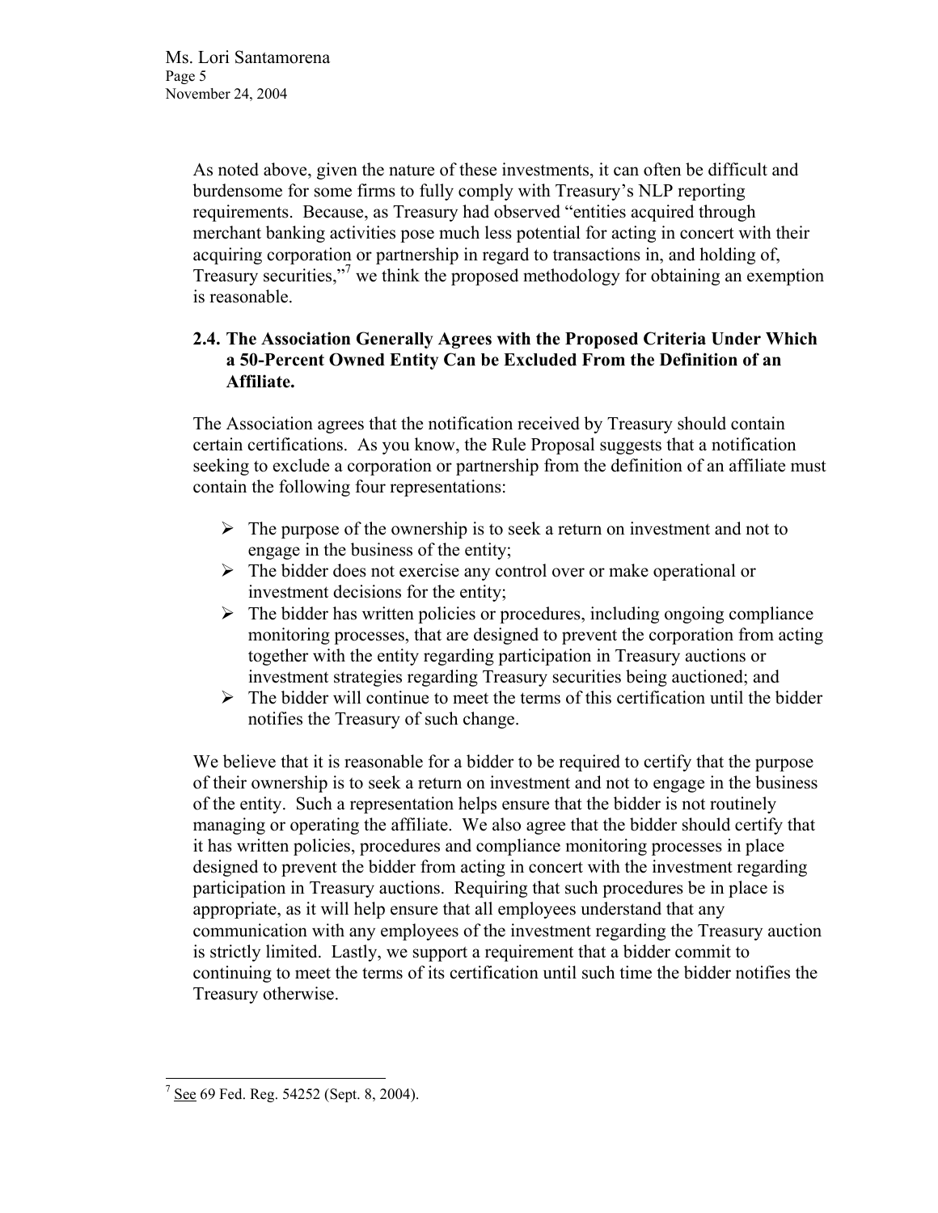As noted above, given the nature of these investments, it can often be difficult and burdensome for some firms to fully comply with Treasury's NLP reporting requirements. Because, as Treasury had observed "entities acquired through merchant banking activities pose much less potential for acting in concert with their acquiring corporation or partnership in regard to transactions in, and holding of, Treasury securities,"[7] we think the proposed methodology for obtaining an exemption is reasonable.

### 2.4. The Association Generally Agrees with the Proposed Criteria Under Which a 50-Percent Owned Entity Can be Excluded From the Definition of an Affiliate.

The Association agrees that the notification received by Treasury should contain certain certifications. As you know, the Rule Proposal suggests that a notification seeking to exclude a corporation or partnership from the definition of an affiliate must contain the following four representations:

- The purpose of the ownership is to seek a return on investment and not to engage in the business of the entity;
- The bidder does not exercise any control over or make operational or investment decisions for the entity;
- The bidder has written policies or procedures, including ongoing compliance monitoring processes, that are designed to prevent the corporation from acting together with the entity regarding participation in Treasury auctions or investment strategies regarding Treasury securities being auctioned; and
- The bidder will continue to meet the terms of this certification until the bidder notifies the Treasury of such change.

We believe that it is reasonable for a bidder to be required to certify that the purpose of their ownership is to seek a return on investment and not to engage in the business of the entity. Such a representation helps ensure that the bidder is not routinely managing or operating the affiliate. We also agree that the bidder should certify that it has written policies, procedures and compliance monitoring processes in place designed to prevent the bidder from acting in concert with the investment regarding participation in Treasury auctions. Requiring that such procedures be in place is appropriate, as it will help ensure that all employees understand that any communication with any employees of the investment regarding the Treasury auction is strictly limited. Lastly, we support a requirement that a bidder commit to continuing to meet the terms of its certification until such time the bidder notifies the Treasury otherwise.

---

[7] See 69 Fed. Reg. 54252 (Sept. 8, 2004).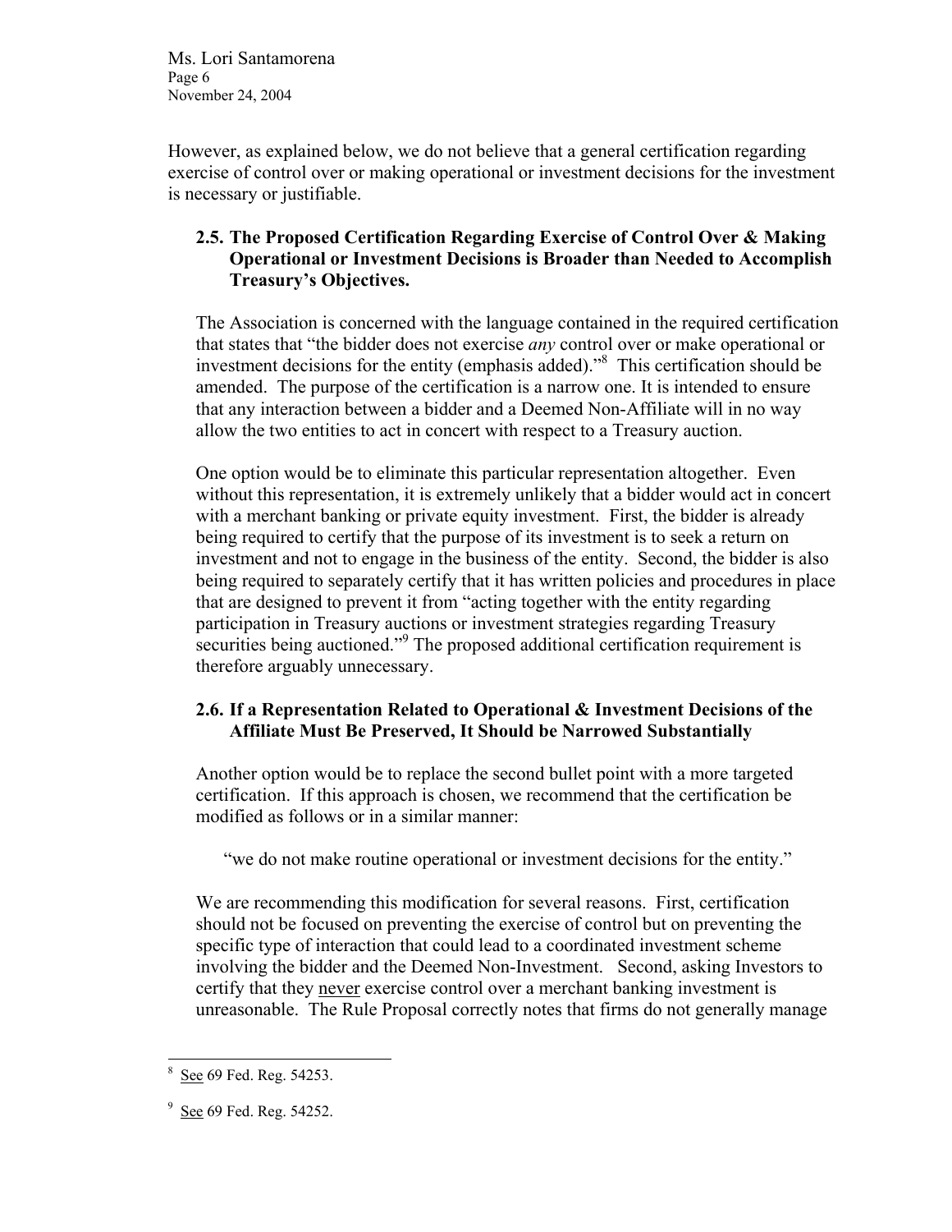However, as explained below, we do not believe that a general certification regarding exercise of control over or making operational or investment decisions for the investment is necessary or justifiable.

### 2.5. The Proposed Certification Regarding Exercise of Control Over & Making Operational or Investment Decisions is Broader than Needed to Accomplish Treasury's Objectives.

The Association is concerned with the language contained in the required certification that states that "the bidder does not exercise *any* control over or make operational or investment decisions for the entity (emphasis added)."[8] This certification should be amended. The purpose of the certification is a narrow one. It is intended to ensure that any interaction between a bidder and a Deemed Non-Affiliate will in no way allow the two entities to act in concert with respect to a Treasury auction.

One option would be to eliminate this particular representation altogether. Even without this representation, it is extremely unlikely that a bidder would act in concert with a merchant banking or private equity investment. First, the bidder is already being required to certify that the purpose of its investment is to seek a return on investment and not to engage in the business of the entity. Second, the bidder is also being required to separately certify that it has written policies and procedures in place that are designed to prevent it from "acting together with the entity regarding participation in Treasury auctions or investment strategies regarding Treasury securities being auctioned."[9] The proposed additional certification requirement is therefore arguably unnecessary.

### 2.6. If a Representation Related to Operational & Investment Decisions of the Affiliate Must Be Preserved, It Should be Narrowed Substantially

Another option would be to replace the second bullet point with a more targeted certification. If this approach is chosen, we recommend that the certification be modified as follows or in a similar manner:

> "we do not make routine operational or investment decisions for the entity."

We are recommending this modification for several reasons. First, certification should not be focused on preventing the exercise of control but on preventing the specific type of interaction that could lead to a coordinated investment scheme involving the bidder and the Deemed Non-Investment. Second, asking Investors to certify that they never exercise control over a merchant banking investment is unreasonable. The Rule Proposal correctly notes that firms do not generally manage

---

[8] See 69 Fed. Reg. 54253.

[9] See 69 Fed. Reg. 54252.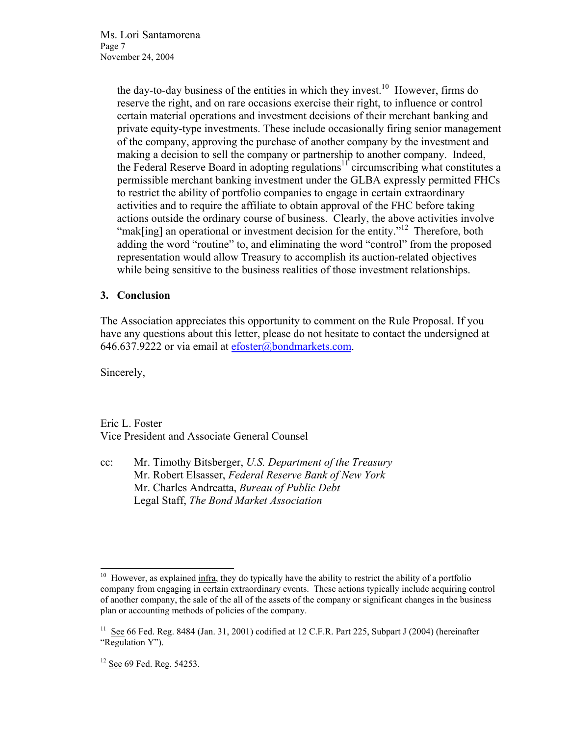the day-to-day business of the entities in which they invest.[10] However, firms do reserve the right, and on rare occasions exercise their right, to influence or control certain material operations and investment decisions of their merchant banking and private equity-type investments. These include occasionally firing senior management of the company, approving the purchase of another company by the investment and making a decision to sell the company or partnership to another company. Indeed, the Federal Reserve Board in adopting regulations[11] circumscribing what constitutes a permissible merchant banking investment under the GLBA expressly permitted FHCs to restrict the ability of portfolio companies to engage in certain extraordinary activities and to require the affiliate to obtain approval of the FHC before taking actions outside the ordinary course of business. Clearly, the above activities involve "mak[ing] an operational or investment decision for the entity."[12] Therefore, both adding the word "routine" to, and eliminating the word "control" from the proposed representation would allow Treasury to accomplish its auction-related objectives while being sensitive to the business realities of those investment relationships.

### 3. Conclusion

The Association appreciates this opportunity to comment on the Rule Proposal. If you have any questions about this letter, please do not hesitate to contact the undersigned at 646.637.9222 or via email at efoster@bondmarkets.com.

Sincerely,

Eric L. Foster
Vice President and Associate General Counsel

cc: Mr. Timothy Bitsberger, *U.S. Department of the Treasury*
Mr. Robert Elsasser, *Federal Reserve Bank of New York*
Mr. Charles Andreatta, *Bureau of Public Debt*
Legal Staff, *The Bond Market Association*

---

[10] However, as explained infra, they do typically have the ability to restrict the ability of a portfolio company from engaging in certain extraordinary events. These actions typically include acquiring control of another company, the sale of the all of the assets of the company or significant changes in the business plan or accounting methods of policies of the company.

[11] See 66 Fed. Reg. 8484 (Jan. 31, 2001) codified at 12 C.F.R. Part 225, Subpart J (2004) (hereinafter "Regulation Y").

[12] See 69 Fed. Reg. 54253.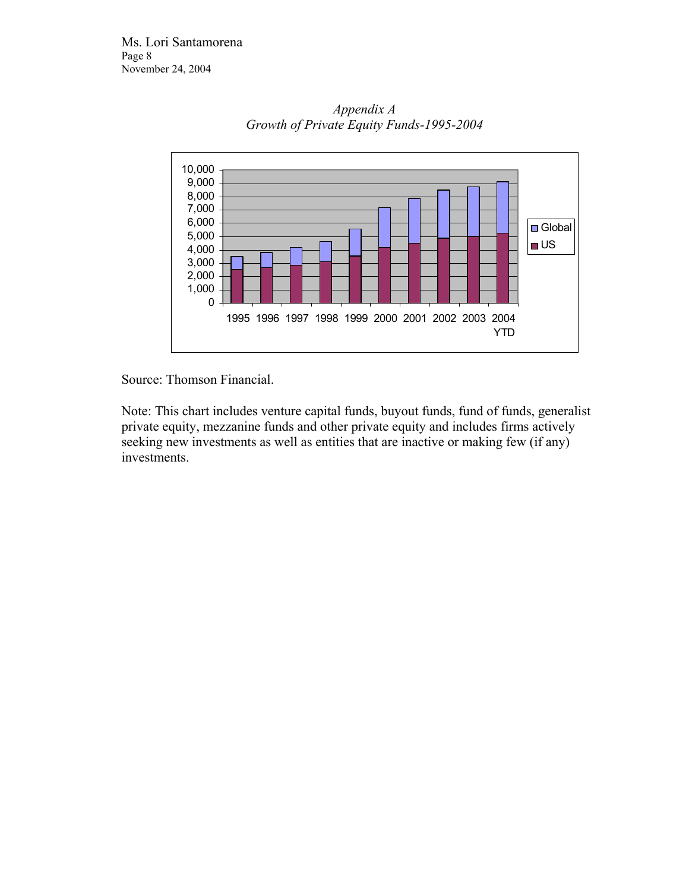*Appendix A*
*Growth of Private Equity Funds-1995-2004*

10,000
9,000
8,000
7,000
6,000
5,000
4,000
3,000
2,000
1,000
0

1995 1996 1997 1998 1999 2000 2001 2002 2003 2004 YTD

Global
US

Source: Thomson Financial.

Note: This chart includes venture capital funds, buyout funds, fund of funds, generalist private equity, mezzanine funds and other private equity and includes firms actively seeking new investments as well as entities that are inactive or making few (if any) investments.